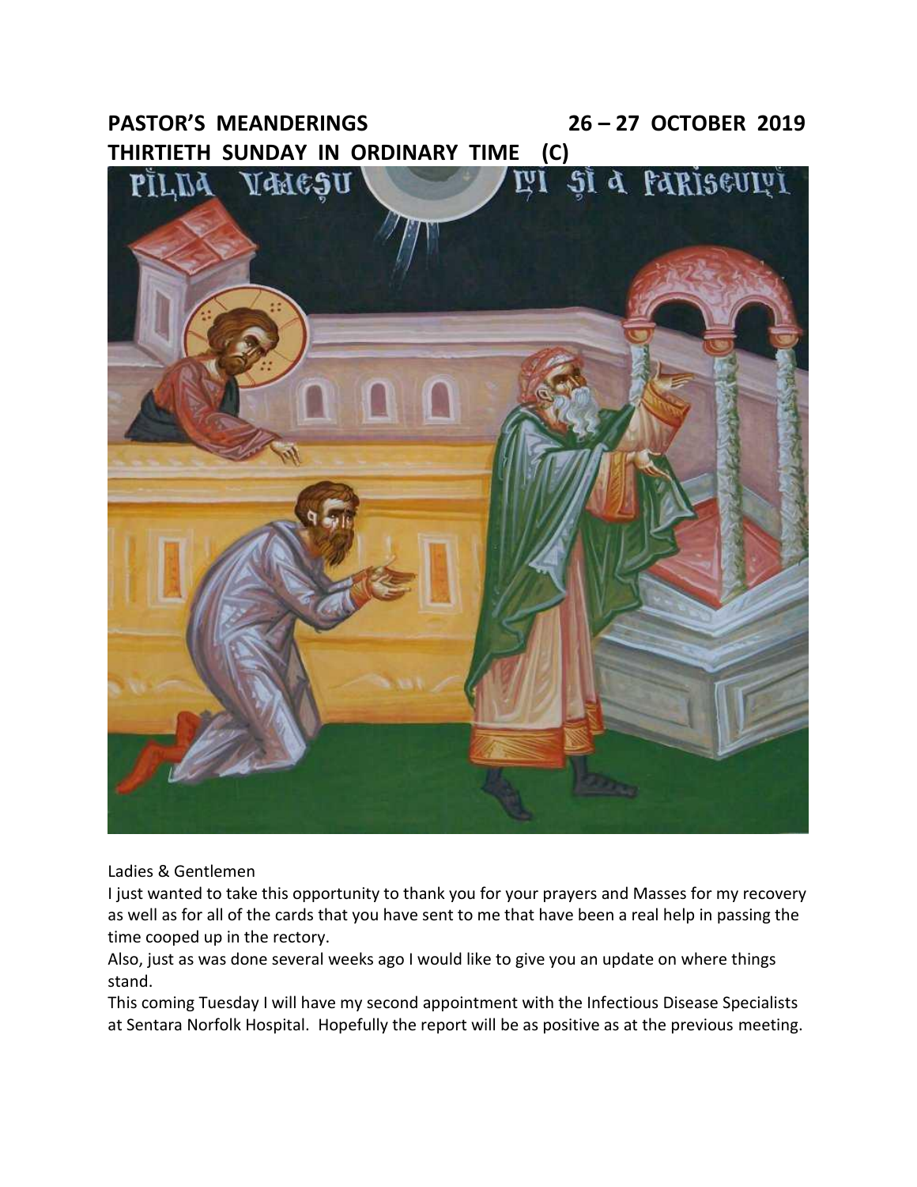# PASTOR'S MEANDERINGS 26 – 27 OCTOBER 2019

## THIRTIETH SUNDAY IN ORDINARY TIME (C)

Ladies & Gentlemen

I just wanted to take this opportunity to thank you for your prayers and Masses for my recovery as well as for all of the cards that you have sent to me that have been a real help in passing the time cooped up in the rectory.

Also, just as was done several weeks ago I would like to give you an update on where things stand.

This coming Tuesday I will have my second appointment with the Infectious Disease Specialists at Sentara Norfolk Hospital. Hopefully the report will be as positive as at the previous meeting.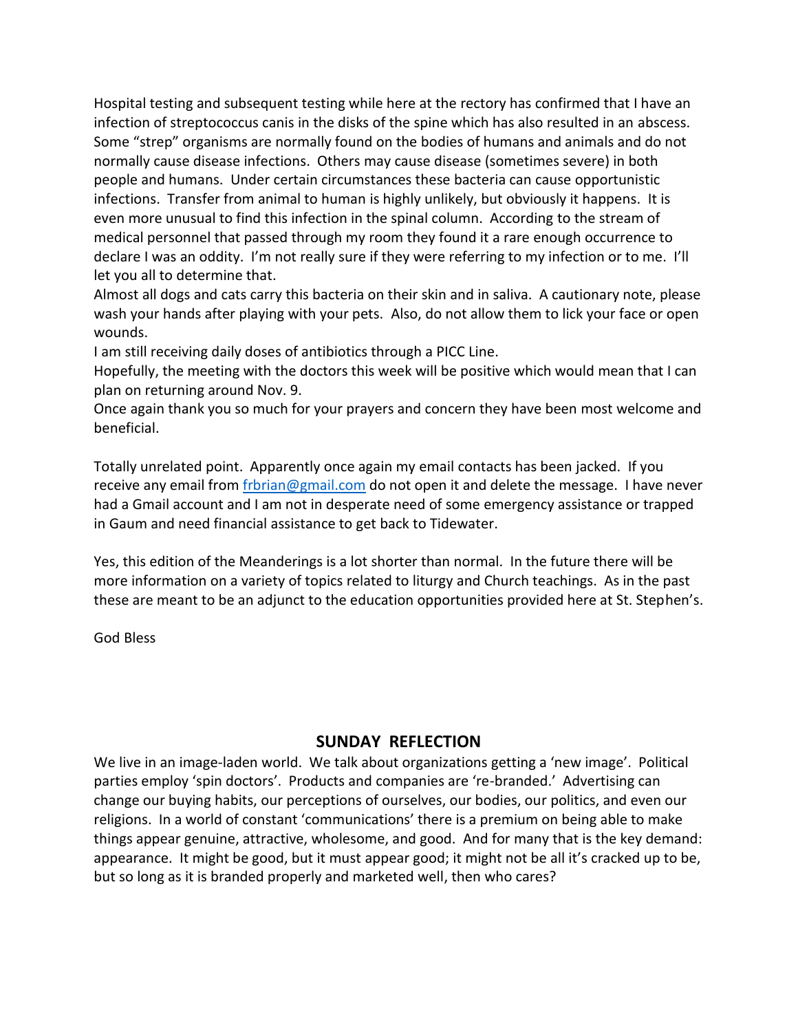Hospital testing and subsequent testing while here at the rectory has confirmed that I have an infection of streptococcus canis in the disks of the spine which has also resulted in an abscess. Some "strep" organisms are normally found on the bodies of humans and animals and do not normally cause disease infections. Others may cause disease (sometimes severe) in both people and humans. Under certain circumstances these bacteria can cause opportunistic infections. Transfer from animal to human is highly unlikely, but obviously it happens. It is even more unusual to find this infection in the spinal column. According to the stream of medical personnel that passed through my room they found it a rare enough occurrence to declare I was an oddity. I'm not really sure if they were referring to my infection or to me. I'll let you all to determine that.

Almost all dogs and cats carry this bacteria on their skin and in saliva. A cautionary note, please wash your hands after playing with your pets. Also, do not allow them to lick your face or open wounds.

I am still receiving daily doses of antibiotics through a PICC Line.

Hopefully, the meeting with the doctors this week will be positive which would mean that I can plan on returning around Nov. 9.

Once again thank you so much for your prayers and concern they have been most welcome and beneficial.

Totally unrelated point. Apparently once again my email contacts has been jacked. If you receive any email from [frbrian@gmail.com](mailto:frbrian@gmail.com) do not open it and delete the message. I have never had a Gmail account and I am not in desperate need of some emergency assistance or trapped in Gaum and need financial assistance to get back to Tidewater.

Yes, this edition of the Meanderings is a lot shorter than normal. In the future there will be more information on a variety of topics related to liturgy and Church teachings. As in the past these are meant to be an adjunct to the education opportunities provided here at St. Stephen's.

God Bless

## SUNDAY REFLECTION

We live in an image-laden world. We talk about organizations getting a 'new image'. Political parties employ 'spin doctors'. Products and companies are 're-branded.' Advertising can change our buying habits, our perceptions of ourselves, our bodies, our politics, and even our religions. In a world of constant 'communications' there is a premium on being able to make things appear genuine, attractive, wholesome, and good. And for many that is the key demand: appearance. It might be good, but it must appear good; it might not be all it's cracked up to be, but so long as it is branded properly and marketed well, then who cares?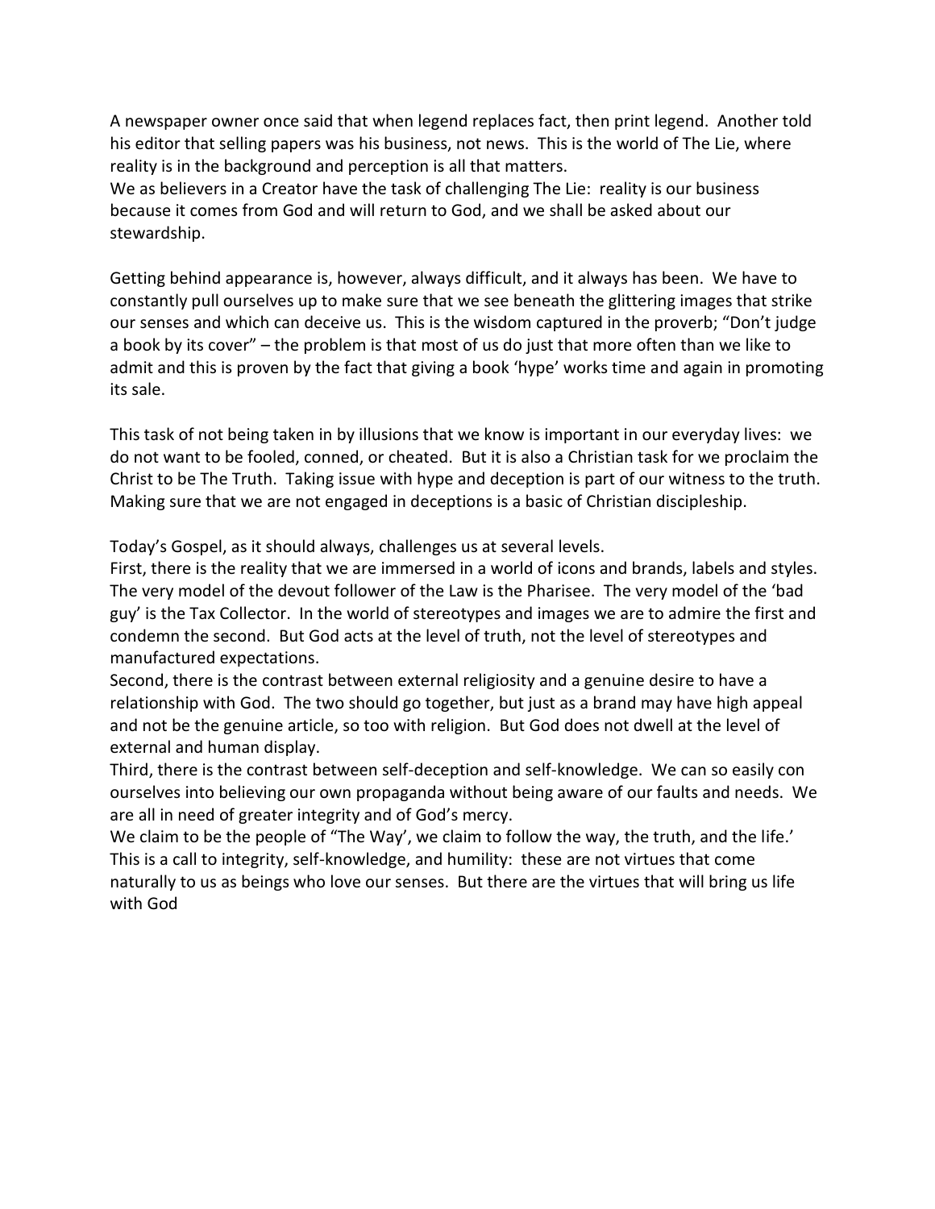A newspaper owner once said that when legend replaces fact, then print legend. Another told his editor that selling papers was his business, not news. This is the world of The Lie, where reality is in the background and perception is all that matters.
We as believers in a Creator have the task of challenging The Lie: reality is our business because it comes from God and will return to God, and we shall be asked about our stewardship.

Getting behind appearance is, however, always difficult, and it always has been. We have to constantly pull ourselves up to make sure that we see beneath the glittering images that strike our senses and which can deceive us. This is the wisdom captured in the proverb; "Don't judge a book by its cover" – the problem is that most of us do just that more often than we like to admit and this is proven by the fact that giving a book 'hype' works time and again in promoting its sale.

This task of not being taken in by illusions that we know is important in our everyday lives: we do not want to be fooled, conned, or cheated. But it is also a Christian task for we proclaim the Christ to be The Truth. Taking issue with hype and deception is part of our witness to the truth. Making sure that we are not engaged in deceptions is a basic of Christian discipleship.

Today's Gospel, as it should always, challenges us at several levels.
First, there is the reality that we are immersed in a world of icons and brands, labels and styles. The very model of the devout follower of the Law is the Pharisee. The very model of the 'bad guy' is the Tax Collector. In the world of stereotypes and images we are to admire the first and condemn the second. But God acts at the level of truth, not the level of stereotypes and manufactured expectations.
Second, there is the contrast between external religiosity and a genuine desire to have a relationship with God. The two should go together, but just as a brand may have high appeal and not be the genuine article, so too with religion. But God does not dwell at the level of external and human display.
Third, there is the contrast between self-deception and self-knowledge. We can so easily con ourselves into believing our own propaganda without being aware of our faults and needs. We are all in need of greater integrity and of God's mercy.
We claim to be the people of "The Way', we claim to follow the way, the truth, and the life.' This is a call to integrity, self-knowledge, and humility: these are not virtues that come naturally to us as beings who love our senses. But there are the virtues that will bring us life with God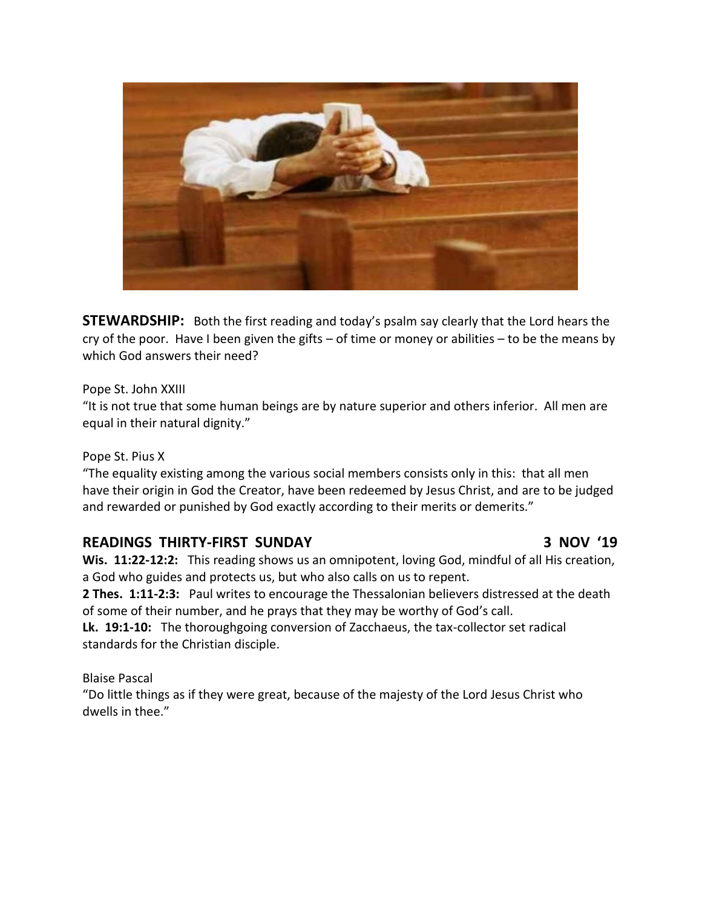**STEWARDSHIP:** Both the first reading and today's psalm say clearly that the Lord hears the cry of the poor. Have I been given the gifts – of time or money or abilities – to be the means by which God answers their need?

Pope St. John XXIII
"It is not true that some human beings are by nature superior and others inferior. All men are equal in their natural dignity."

Pope St. Pius X
"The equality existing among the various social members consists only in this: that all men have their origin in God the Creator, have been redeemed by Jesus Christ, and are to be judged and rewarded or punished by God exactly according to their merits or demerits."

## READINGS THIRTY-FIRST SUNDAY 3 NOV '19

**Wis. 11:22-12:2:** This reading shows us an omnipotent, loving God, mindful of all His creation, a God who guides and protects us, but who also calls on us to repent.
**2 Thes. 1:11-2:3:** Paul writes to encourage the Thessalonian believers distressed at the death of some of their number, and he prays that they may be worthy of God's call.
**Lk. 19:1-10:** The thoroughgoing conversion of Zacchaeus, the tax-collector set radical standards for the Christian disciple.

Blaise Pascal
"Do little things as if they were great, because of the majesty of the Lord Jesus Christ who dwells in thee."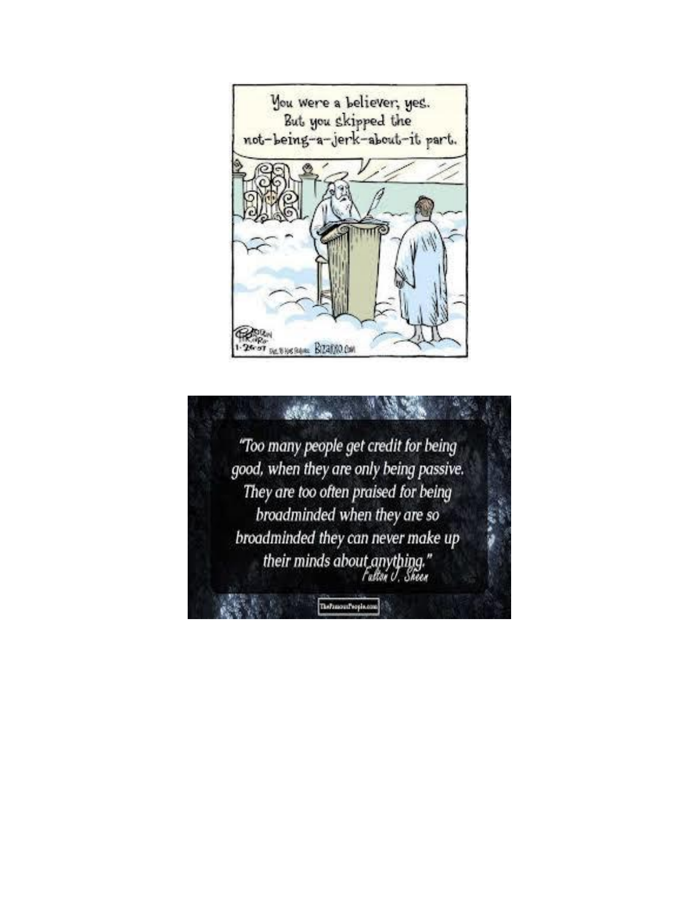You were a believer, yes. But you skipped the not-being-a-jerk-about-it part.

"Too many people get credit for being good, when they are only being passive. They are too often praised for being broadminded when they are so broadminded they can never make up their minds about anything."
Fulton J. Sheen